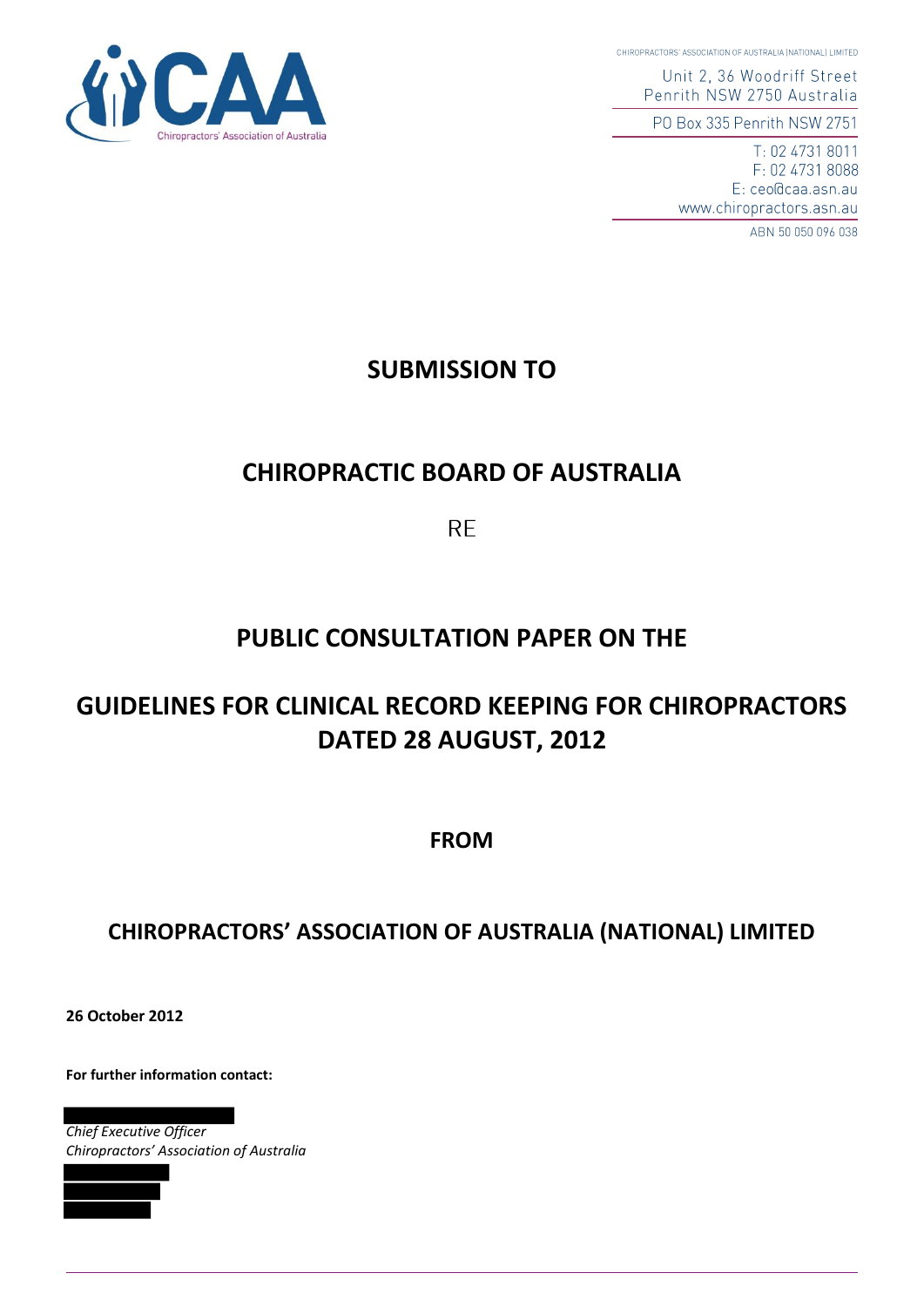CHIROPRACTORS' ASSOCIATION OF AUSTRALIA (NATIONAL) LIMITED

Unit 2, 36 Woodriff Street
Penrith NSW 2750 Australia

PO Box 335 Penrith NSW 2751

T: 02 4731 8011
F: 02 4731 8088
E: ceo@caa.asn.au
www.chiropractors.asn.au

ABN 50 050 096 038

# SUBMISSION TO

# CHIROPRACTIC BOARD OF AUSTRALIA

RE

# PUBLIC CONSULTATION PAPER ON THE

# GUIDELINES FOR CLINICAL RECORD KEEPING FOR CHIROPRACTORS DATED 28 AUGUST, 2012

**FROM**

# CHIROPRACTORS' ASSOCIATION OF AUSTRALIA (NATIONAL) LIMITED

**26 October 2012**

**For further information contact:**

*Chief Executive Officer*
*Chiropractors' Association of Australia*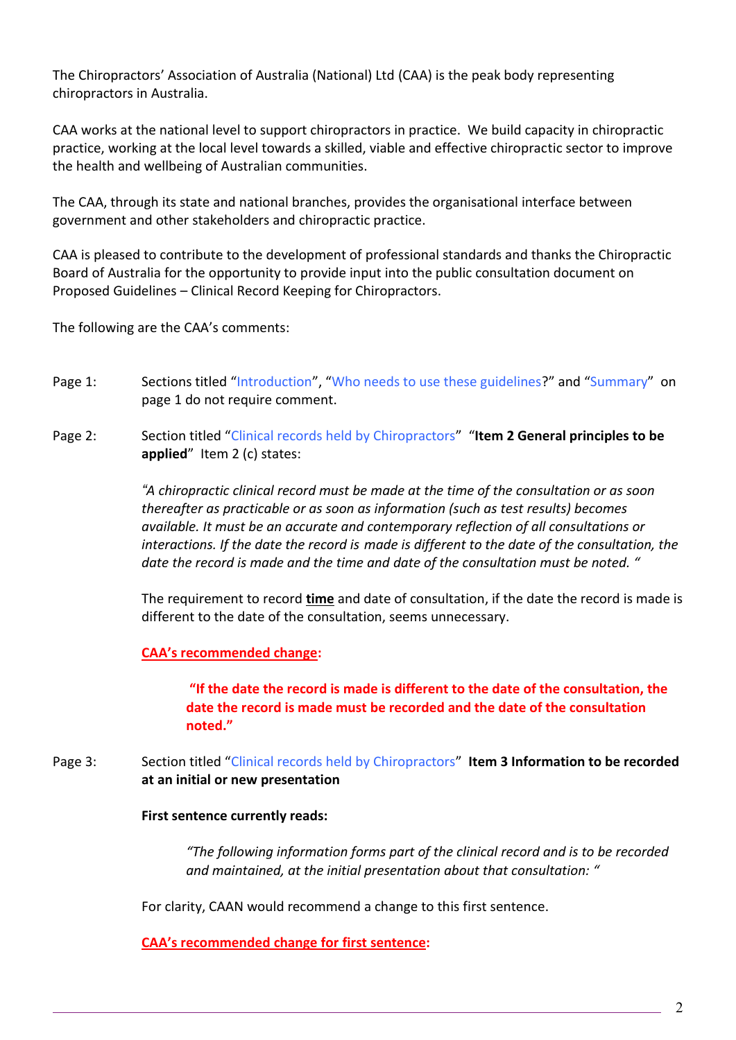The Chiropractors' Association of Australia (National) Ltd (CAA) is the peak body representing chiropractors in Australia.

CAA works at the national level to support chiropractors in practice. We build capacity in chiropractic practice, working at the local level towards a skilled, viable and effective chiropractic sector to improve the health and wellbeing of Australian communities.

The CAA, through its state and national branches, provides the organisational interface between government and other stakeholders and chiropractic practice.

CAA is pleased to contribute to the development of professional standards and thanks the Chiropractic Board of Australia for the opportunity to provide input into the public consultation document on Proposed Guidelines – Clinical Record Keeping for Chiropractors.

The following are the CAA's comments:

Page 1: Sections titled "Introduction", "Who needs to use these guidelines?" and "Summary" on page 1 do not require comment.

Page 2: Section titled "Clinical records held by Chiropractors" "**Item 2 General principles to be applied**" Item 2 (c) states:

> *"A chiropractic clinical record must be made at the time of the consultation or as soon thereafter as practicable or as soon as information (such as test results) becomes available. It must be an accurate and contemporary reflection of all consultations or interactions. If the date the record is made is different to the date of the consultation, the date the record is made and the time and date of the consultation must be noted. "*

The requirement to record **time** and date of consultation, if the date the record is made is different to the date of the consultation, seems unnecessary.

**CAA's recommended change:**

> **"If the date the record is made is different to the date of the consultation, the date the record is made must be recorded and the date of the consultation noted."**

Page 3: Section titled "Clinical records held by Chiropractors" **Item 3 Information to be recorded at an initial or new presentation**

**First sentence currently reads:**

> *"The following information forms part of the clinical record and is to be recorded and maintained, at the initial presentation about that consultation: "*

For clarity, CAAN would recommend a change to this first sentence.

**CAA's recommended change for first sentence:**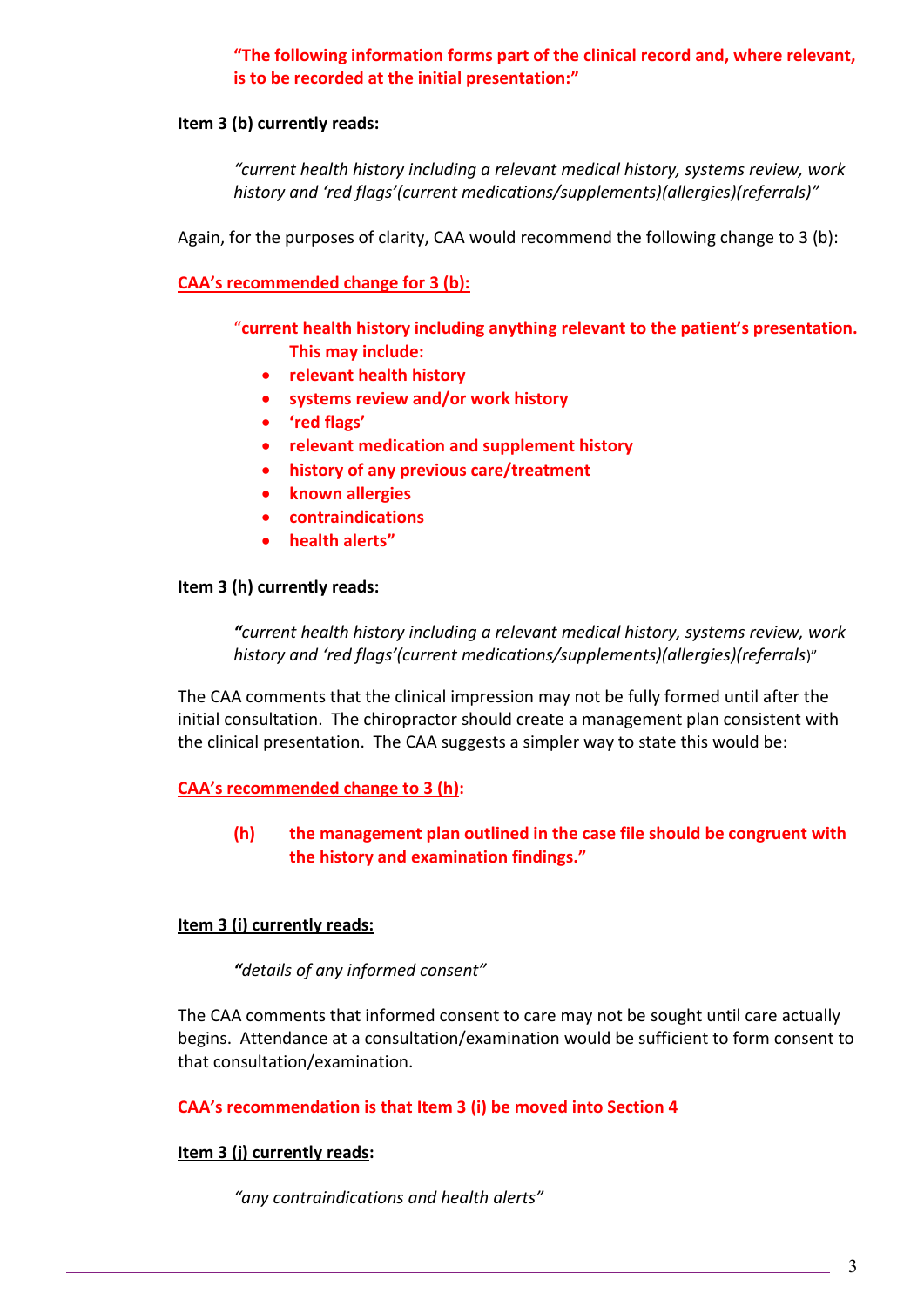**"The following information forms part of the clinical record and, where relevant, is to be recorded at the initial presentation:"**

**Item 3 (b) currently reads:**

*"current health history including a relevant medical history, systems review, work history and 'red flags'(current medications/supplements)(allergies)(referrals)"*

Again, for the purposes of clarity, CAA would recommend the following change to 3 (b):

**CAA's recommended change for 3 (b):**

"**current health history including anything relevant to the patient's presentation. This may include:**

- **relevant health history**
- **systems review and/or work history**
- **'red flags'**
- **relevant medication and supplement history**
- **history of any previous care/treatment**
- **known allergies**
- **contraindications**
- **health alerts"**

**Item 3 (h) currently reads:**

***"****current health history including a relevant medical history, systems review, work history and 'red flags'(current medications/supplements)(allergies)(referrals*)"

The CAA comments that the clinical impression may not be fully formed until after the initial consultation. The chiropractor should create a management plan consistent with the clinical presentation. The CAA suggests a simpler way to state this would be:

**CAA's recommended change to 3 (h):**

**(h) the management plan outlined in the case file should be congruent with the history and examination findings."**

**Item 3 (i) currently reads:**

***"****details of any informed consent"*

The CAA comments that informed consent to care may not be sought until care actually begins. Attendance at a consultation/examination would be sufficient to form consent to that consultation/examination.

**CAA's recommendation is that Item 3 (i) be moved into Section 4**

**Item 3 (j) currently reads:**

*"any contraindications and health alerts"*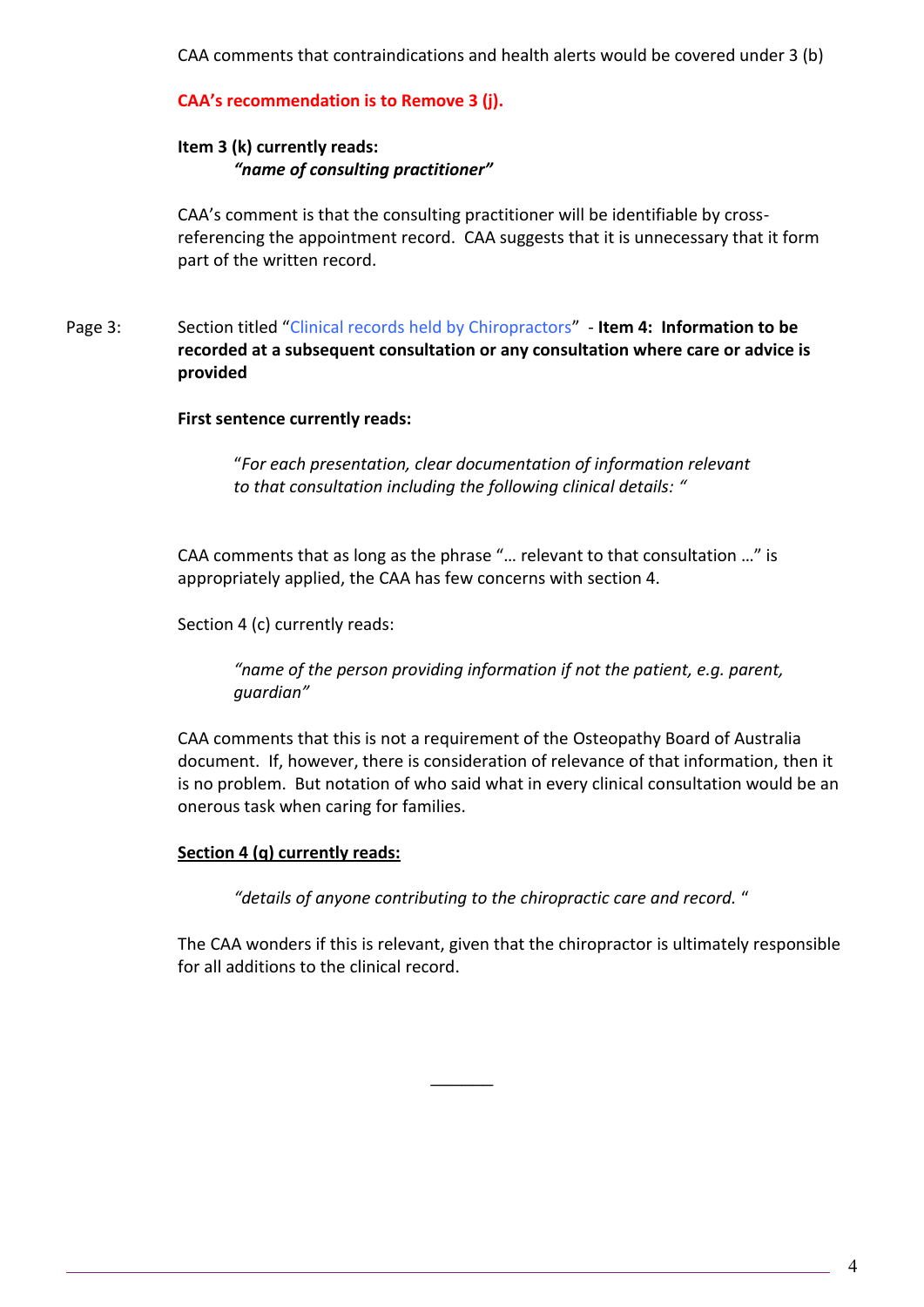CAA comments that contraindications and health alerts would be covered under 3 (b)

**CAA's recommendation is to Remove 3 (j).**

**Item 3 (k) currently reads:**

***"name of consulting practitioner"***

CAA's comment is that the consulting practitioner will be identifiable by cross-referencing the appointment record. CAA suggests that it is unnecessary that it form part of the written record.

Page 3: Section titled "Clinical records held by Chiropractors" - **Item 4: Information to be recorded at a subsequent consultation or any consultation where care or advice is provided**

**First sentence currently reads:**

"*For each presentation, clear documentation of information relevant to that consultation including the following clinical details:* "

CAA comments that as long as the phrase "… relevant to that consultation …" is appropriately applied, the CAA has few concerns with section 4.

Section 4 (c) currently reads:

*"name of the person providing information if not the patient, e.g. parent, guardian"*

CAA comments that this is not a requirement of the Osteopathy Board of Australia document. If, however, there is consideration of relevance of that information, then it is no problem. But notation of who said what in every clinical consultation would be an onerous task when caring for families.

**Section 4 (q) currently reads:**

*"details of anyone contributing to the chiropractic care and record.* "

The CAA wonders if this is relevant, given that the chiropractor is ultimately responsible for all additions to the clinical record.

---